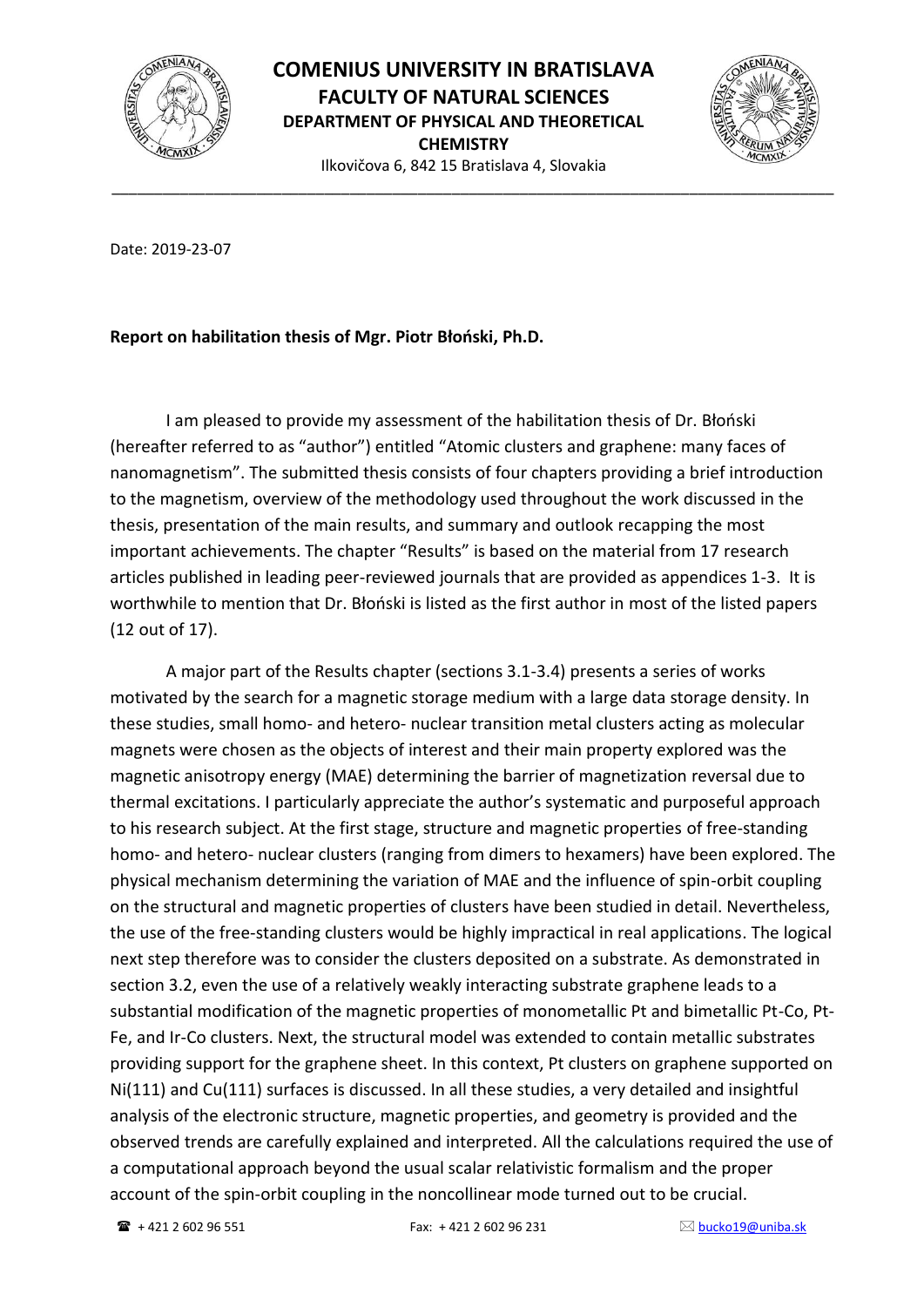**COMENIUS UNIVERSITY IN BRATISLAVA**
**FACULTY OF NATURAL SCIENCES**
**DEPARTMENT OF PHYSICAL AND THEORETICAL CHEMISTRY**
Ilkovičova 6, 842 15 Bratislava 4, Slovakia

Date: 2019-23-07

**Report on habilitation thesis of Mgr. Piotr Błoński, Ph.D.**

I am pleased to provide my assessment of the habilitation thesis of Dr. Błoński (hereafter referred to as "author") entitled "Atomic clusters and graphene: many faces of nanomagnetism". The submitted thesis consists of four chapters providing a brief introduction to the magnetism, overview of the methodology used throughout the work discussed in the thesis, presentation of the main results, and summary and outlook recapping the most important achievements. The chapter "Results" is based on the material from 17 research articles published in leading peer-reviewed journals that are provided as appendices 1-3. It is worthwhile to mention that Dr. Błoński is listed as the first author in most of the listed papers (12 out of 17).

A major part of the Results chapter (sections 3.1-3.4) presents a series of works motivated by the search for a magnetic storage medium with a large data storage density. In these studies, small homo- and hetero- nuclear transition metal clusters acting as molecular magnets were chosen as the objects of interest and their main property explored was the magnetic anisotropy energy (MAE) determining the barrier of magnetization reversal due to thermal excitations. I particularly appreciate the author's systematic and purposeful approach to his research subject. At the first stage, structure and magnetic properties of free-standing homo- and hetero- nuclear clusters (ranging from dimers to hexamers) have been explored. The physical mechanism determining the variation of MAE and the influence of spin-orbit coupling on the structural and magnetic properties of clusters have been studied in detail. Nevertheless, the use of the free-standing clusters would be highly impractical in real applications. The logical next step therefore was to consider the clusters deposited on a substrate. As demonstrated in section 3.2, even the use of a relatively weakly interacting substrate graphene leads to a substantial modification of the magnetic properties of monometallic Pt and bimetallic Pt-Co, Pt-Fe, and Ir-Co clusters. Next, the structural model was extended to contain metallic substrates providing support for the graphene sheet. In this context, Pt clusters on graphene supported on Ni(111) and Cu(111) surfaces is discussed. In all these studies, a very detailed and insightful analysis of the electronic structure, magnetic properties, and geometry is provided and the observed trends are carefully explained and interpreted. All the calculations required the use of a computational approach beyond the usual scalar relativistic formalism and the proper account of the spin-orbit coupling in the noncollinear mode turned out to be crucial.

☎ + 421 2 602 96 551 Fax: + 421 2 602 96 231 ✉ bucko19@uniba.sk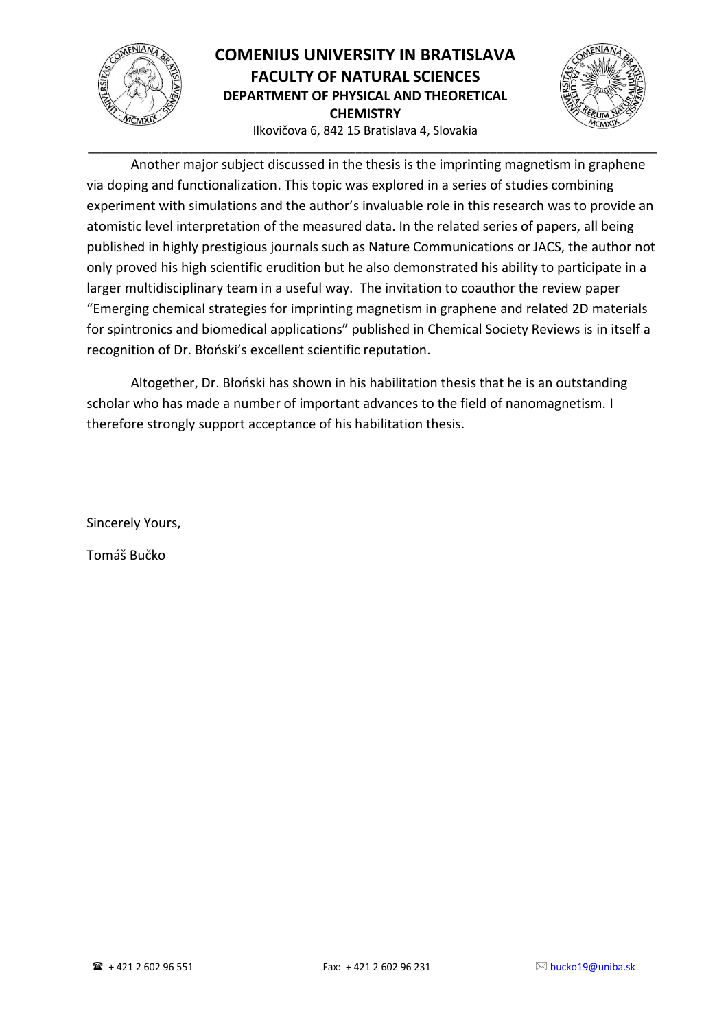Another major subject discussed in the thesis is the imprinting magnetism in graphene via doping and functionalization. This topic was explored in a series of studies combining experiment with simulations and the author's invaluable role in this research was to provide an atomistic level interpretation of the measured data. In the related series of papers, all being published in highly prestigious journals such as Nature Communications or JACS, the author not only proved his high scientific erudition but he also demonstrated his ability to participate in a larger multidisciplinary team in a useful way. The invitation to coauthor the review paper "Emerging chemical strategies for imprinting magnetism in graphene and related 2D materials for spintronics and biomedical applications" published in Chemical Society Reviews is in itself a recognition of Dr. Błoński's excellent scientific reputation.

Altogether, Dr. Błoński has shown in his habilitation thesis that he is an outstanding scholar who has made a number of important advances to the field of nanomagnetism. I therefore strongly support acceptance of his habilitation thesis.

Sincerely Yours,

Tomáš Bučko